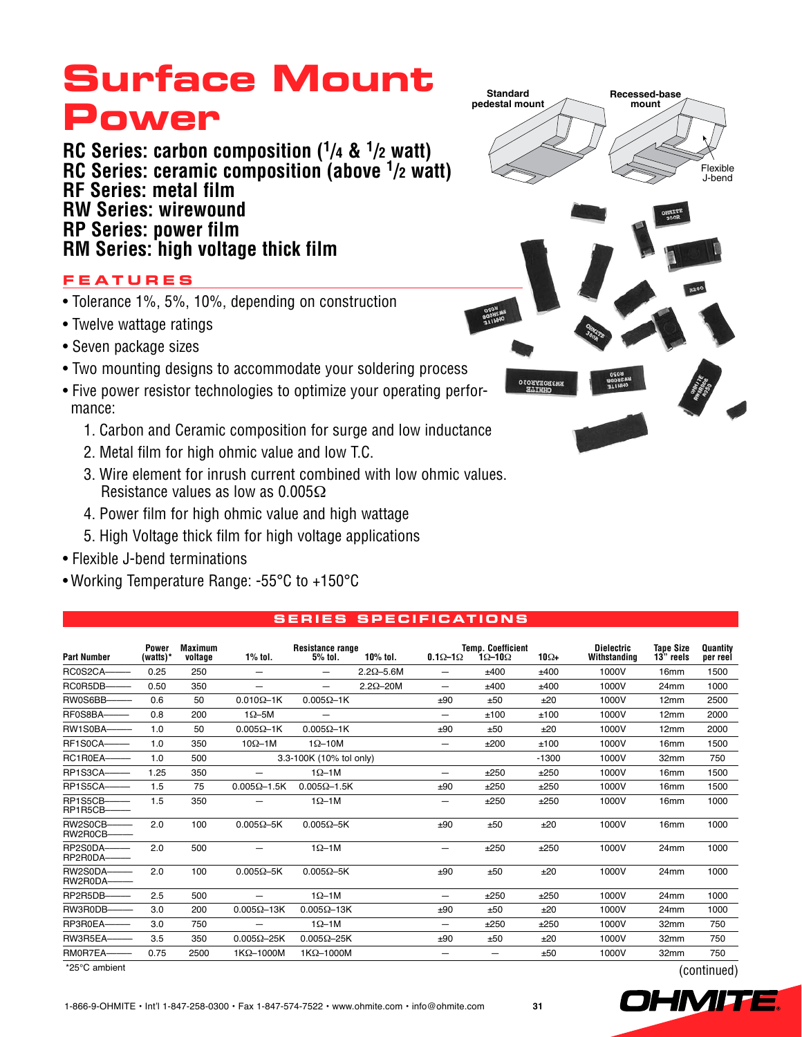# Surface Mount Power

## RC Series: carbon composition (1/4 & 1/2 watt)
## RC Series: ceramic composition (above 1/2 watt)
## RF Series: metal film
## RW Series: wirewound
## RP Series: power film
## RM Series: high voltage thick film

Standard pedestal mount

Recessed-base mount

Flexible J-bend

### FEATURES

- Tolerance 1%, 5%, 10%, depending on construction
- Twelve wattage ratings
- Seven package sizes
- Two mounting designs to accommodate your soldering process
- Five power resistor technologies to optimize your operating performance:
  1. Carbon and Ceramic composition for surge and low inductance
  2. Metal film for high ohmic value and low T.C.
  3. Wire element for inrush current combined with low ohmic values. Resistance values as low as 0.005Ω
  4. Power film for high ohmic value and high wattage
  5. High Voltage thick film for high voltage applications
- Flexible J-bend terminations
- Working Temperature Range: -55°C to +150°C

### SERIES SPECIFICATIONS

| Part Number | Power (watts)* | Maximum voltage | Resistance range 1% tol. | 5% tol. | 10% tol. | Temp. Coefficient 0.1Ω–1Ω | 1Ω–10Ω | 10Ω+ | Dielectric Withstanding | Tape Size 13" reels | Quantity per reel |
|---|---|---|---|---|---|---|---|---|---|---|---|
| RC0S2CA——— | 0.25 | 250 | — | — | 2.2Ω–5.6M | — | ±400 | ±400 | 1000V | 16mm | 1500 |
| RC0R5DB——— | 0.50 | 350 | — | — | 2.2Ω–20M | — | ±400 | ±400 | 1000V | 24mm | 1000 |
| RW0S6BB——— | 0.6 | 50 | 0.010Ω–1K | 0.005Ω–1K | | ±90 | ±50 | ±20 | 1000V | 12mm | 2500 |
| RF0S8BA——— | 0.8 | 200 | 1Ω–5M | — | | — | ±100 | ±100 | 1000V | 12mm | 2000 |
| RW1S0BA——— | 1.0 | 50 | 0.005Ω–1K | 0.005Ω–1K | | ±90 | ±50 | ±20 | 1000V | 12mm | 2000 |
| RF1S0CA——— | 1.0 | 350 | 10Ω–1M | 1Ω–10M | | — | ±200 | ±100 | 1000V | 16mm | 1500 |
| RC1R0EA——— | 1.0 | 500 | 3.3-100K (10% tol only) | | | | | -1300 | 1000V | 32mm | 750 |
| RP1S3CA——— | 1.25 | 350 | — | 1Ω–1M | | — | ±250 | ±250 | 1000V | 16mm | 1500 |
| RP1S5CA——— | 1.5 | 75 | 0.005Ω–1.5K | 0.005Ω–1.5K | | ±90 | ±250 | ±250 | 1000V | 16mm | 1500 |
| RP1S5CB———<br>RP1R5CB——— | 1.5 | 350 | — | 1Ω–1M | | — | ±250 | ±250 | 1000V | 16mm | 1000 |
| RW2S0CB———<br>RW2R0CB——— | 2.0 | 100 | 0.005Ω–5K | 0.005Ω–5K | | ±90 | ±50 | ±20 | 1000V | 16mm | 1000 |
| RP2S0DA———<br>RP2R0DA——— | 2.0 | 500 | — | 1Ω–1M | | — | ±250 | ±250 | 1000V | 24mm | 1000 |
| RW2S0DA———<br>RW2R0DA——— | 2.0 | 100 | 0.005Ω–5K | 0.005Ω–5K | | ±90 | ±50 | ±20 | 1000V | 24mm | 1000 |
| RP2R5DB——— | 2.5 | 500 | — | 1Ω–1M | | — | ±250 | ±250 | 1000V | 24mm | 1000 |
| RW3R0DB——— | 3.0 | 200 | 0.005Ω–13K | 0.005Ω–13K | | ±90 | ±50 | ±20 | 1000V | 24mm | 1000 |
| RP3R0EA——— | 3.0 | 750 | — | 1Ω–1M | | — | ±250 | ±250 | 1000V | 32mm | 750 |
| RW3R5EA——— | 3.5 | 350 | 0.005Ω–25K | 0.005Ω–25K | | ±90 | ±50 | ±20 | 1000V | 32mm | 750 |
| RM0R7EA——— | 0.75 | 2500 | 1KΩ–1000M | 1KΩ–1000M | | — | — | ±50 | 1000V | 32mm | 750 |

*25°C ambient

(continued)

1-866-9-OHMITE • Int'l 1-847-258-0300 • Fax 1-847-574-7522 • www.ohmite.com • info@ohmite.com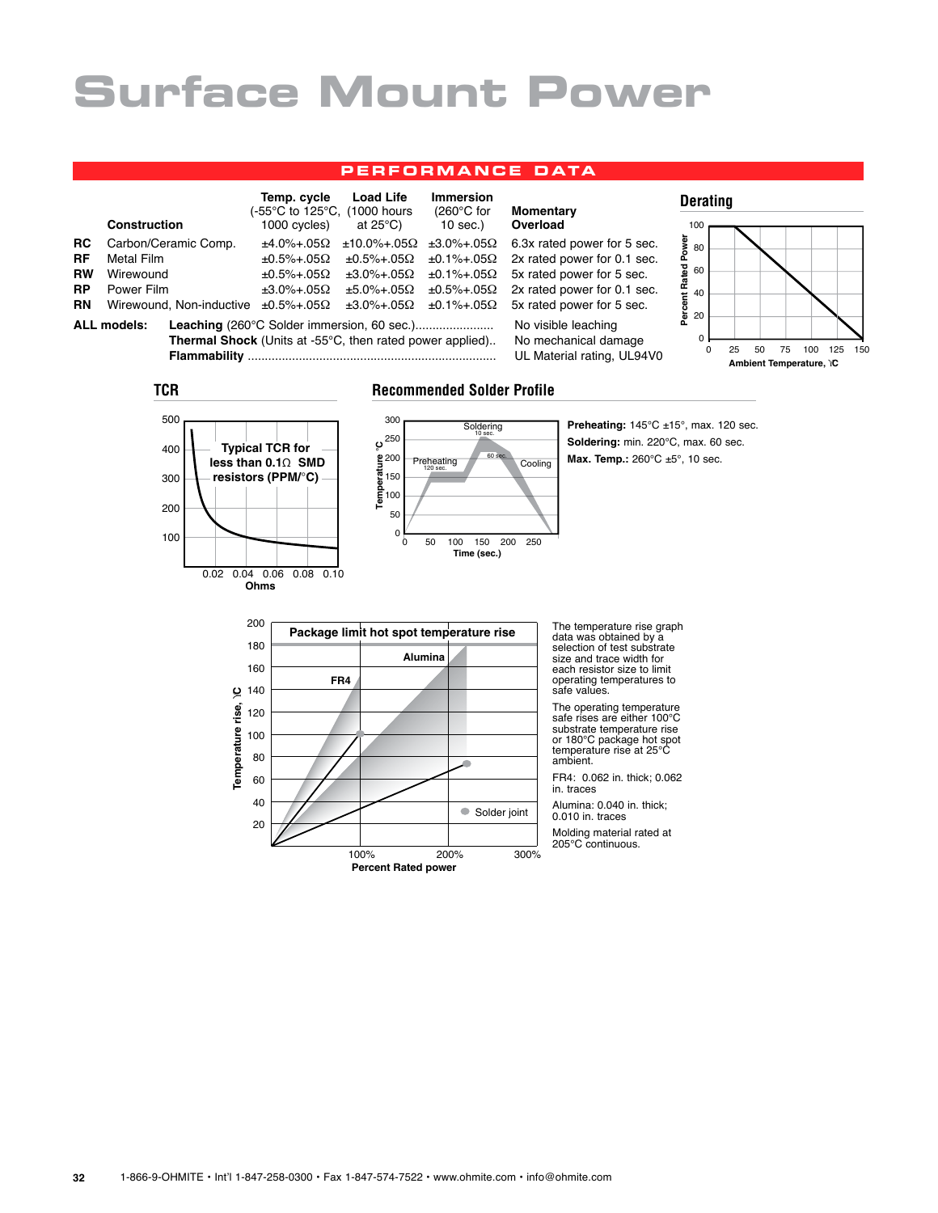# Surface Mount Power

## PERFORMANCE DATA

| | Construction | Temp. cycle (-55°C to 125°C, 1000 cycles) | Load Life (1000 hours at 25°C) | Immersion (260°C for 10 sec.) | Momentary Overload |
|---|---|---|---|---|---|
| **RC** | Carbon/Ceramic Comp. | ±4.0%+.05Ω | ±10.0%+.05Ω | ±3.0%+.05Ω | 6.3x rated power for 5 sec. |
| **RF** | Metal Film | ±0.5%+.05Ω | ±0.5%+.05Ω | ±0.1%+.05Ω | 2x rated power for 0.1 sec. |
| **RW** | Wirewound | ±0.5%+.05Ω | ±3.0%+.05Ω | ±0.1%+.05Ω | 5x rated power for 5 sec. |
| **RP** | Power Film | ±3.0%+.05Ω | ±5.0%+.05Ω | ±0.5%+.05Ω | 2x rated power for 0.1 sec. |
| **RN** | Wirewound, Non-inductive | ±0.5%+.05Ω | ±3.0%+.05Ω | ±0.1%+.05Ω | 5x rated power for 5 sec. |

**ALL models:**
- **Leaching** (260°C Solder immersion, 60 sec.)...................... No visible leaching
- **Thermal Shock** (Units at -55°C, then rated power applied).. No mechanical damage
- **Flammability** ........................................................................ UL Material rating, UL94V0

### Derating

Percent Rated Power vs. Ambient Temperature, °C

### TCR

Typical TCR for less than 0.1Ω SMD resistors (PPM/°C)

### Recommended Solder Profile

**Preheating:** 145°C ±15°, max. 120 sec.
**Soldering:** min. 220°C, max. 60 sec.
**Max. Temp.:** 260°C ±5°, 10 sec.

### Package limit hot spot temperature rise

The temperature rise graph data was obtained by a selection of test substrate size and trace width for each resistor size to limit operating temperatures to safe values.

The operating temperature safe rises are either 100°C substrate temperature rise or 180°C package hot spot temperature rise at 25°C ambient.

FR4: 0.062 in. thick; 0.062 in. traces

Alumina: 0.040 in. thick; 0.010 in. traces

Molding material rated at 205°C continuous.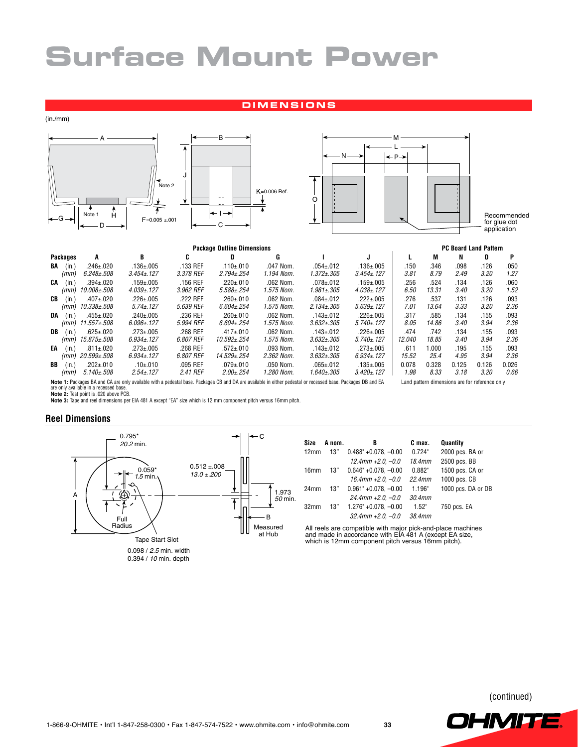# Surface Mount Power

## DIMENSIONS

(in./mm)

Recommended for glue dot application

| Packages | | Package Outline Dimensions | | | | | | | PC Board Land Pattern | | | | |
|---|---|---|---|---|---|---|---|---|---|---|---|---|---|
| | | A | B | C | D | G | I | J | L | M | N | O | P |
| **BA** | (in.) | .246±.020 | .136±.005 | .133 REF | .110±.010 | .047 Nom. | .054±.012 | .136±.005 | .150 | .346 | .098 | .126 | .050 |
| | (mm) | 6.248±.508 | 3.454±.127 | 3.378 REF | 2.794±.254 | 1.194 Nom. | 1.372±.305 | 3.454±.127 | 3.81 | 8.79 | 2.49 | 3.20 | 1.27 |
| **CA** | (in.) | .394±.020 | .159±.005 | .156 REF | .220±.010 | .062 Nom. | .078±.012 | .159±.005 | .256 | .524 | .134 | .126 | .060 |
| | (mm) | 10.008±.508 | 4.039±.127 | 3.962 REF | 5.588±.254 | 1.575 Nom. | 1.981±.305 | 4.038±.127 | 6.50 | 13.31 | 3.40 | 3.20 | 1.52 |
| **CB** | (in.) | .407±.020 | .226±.005 | .222 REF | .260±.010 | .062 Nom. | .084±.012 | .222±.005 | .276 | .537 | .131 | .126 | .093 |
| | (mm) | 10.338±.508 | 5.74±.127 | 5.639 REF | 6.604±.254 | 1.575 Nom. | 2.134±.305 | 5.639±.127 | 7.01 | 13.64 | 3.33 | 3.20 | 2.36 |
| **DA** | (in.) | .455±.020 | .240±.005 | .236 REF | .260±.010 | .062 Nom. | .143±.012 | .226±.005 | .317 | .585 | .134 | .155 | .093 |
| | (mm) | 11.557±.508 | 6.096±.127 | 5.994 REF | 6.604±.254 | 1.575 Nom. | 3.632±.305 | 5.740±.127 | 8.05 | 14.86 | 3.40 | 3.94 | 2.36 |
| **DB** | (in.) | .625±.020 | .273±.005 | .268 REF | .417±.010 | .062 Nom. | .143±.012 | .226±.005 | .474 | .742 | .134 | .155 | .093 |
| | (mm) | 15.875±.508 | 6.934±.127 | 6.807 REF | 10.592±.254 | 1.575 Nom. | 3.632±.305 | 5.740±.127 | 12.040 | 18.85 | 3.40 | 3.94 | 2.36 |
| **EA** | (in.) | .811±.020 | .273±.005 | .268 REF | .572±.010 | .093 Nom. | .143±.012 | .273±.005 | .611 | 1.000 | .195 | .155 | .093 |
| | (mm) | 20.599±.508 | 6.934±.127 | 6.807 REF | 14.529±.254 | 2.362 Nom. | 3.632±.305 | 6.934±.127 | 15.52 | 25.4 | 4.95 | 3.94 | 2.36 |
| **BB** | (in.) | .202±.010 | .10±.010 | .095 REF | .079±.010 | .050 Nom. | .065±.012 | .135±.005 | 0.078 | 0.328 | 0.125 | 0.126 | 0.026 |
| | (mm) | 5.140±.508 | 2.54±.127 | 2.41 REF | 2.00±.254 | 1.280 Nom. | 1.640±.305 | 3.420±.127 | 1.98 | 8.33 | 3.18 | 3.20 | 0.66 |

**Note 1:** Packages BA and CA are only available with a pedestal base. Packages CB and DA are available in either pedestal or recessed base. Packages DB and EA are only available in a recessed base.
**Note 2:** Test point is .020 above PCB.
**Note 3:** Tape and reel dimensions per EIA 481 A except "EA" size which is 12 mm component pitch versus 16mm pitch.

Land pattern dimensions are for reference only

## Reel Dimensions

| Size | A nom. | B | C max. | Quantity |
|---|---|---|---|---|
| 12mm | 13" | 0.488" +0.078, –0.00 | 0.724" | 2000 pcs. BA or |
| | | *12.4mm +2.0, –0.0* | *18.4mm* | 2500 pcs. BB |
| 16mm | 13" | 0.646" +0.078, –0.00 | 0.882" | 1500 pcs. CA or |
| | | *16.4mm +2.0, –0.0* | *22.4mm* | 1000 pcs. CB |
| 24mm | 13" | 0.961" +0.078, –0.00 | 1.196" | 1000 pcs. DA or DB |
| | | *24.4mm +2.0, –0.0* | *30.4mm* | |
| 32mm | 13" | 1.276" +0.078, –0.00 | 1.52" | 750 pcs. EA |
| | | *32.4mm +2.0, –0.0* | *38.4mm* | |

All reels are compatible with major pick-and-place machines and made in accordance with EIA 481 A (except EA size, which is 12mm component pitch versus 16mm pitch).

(continued)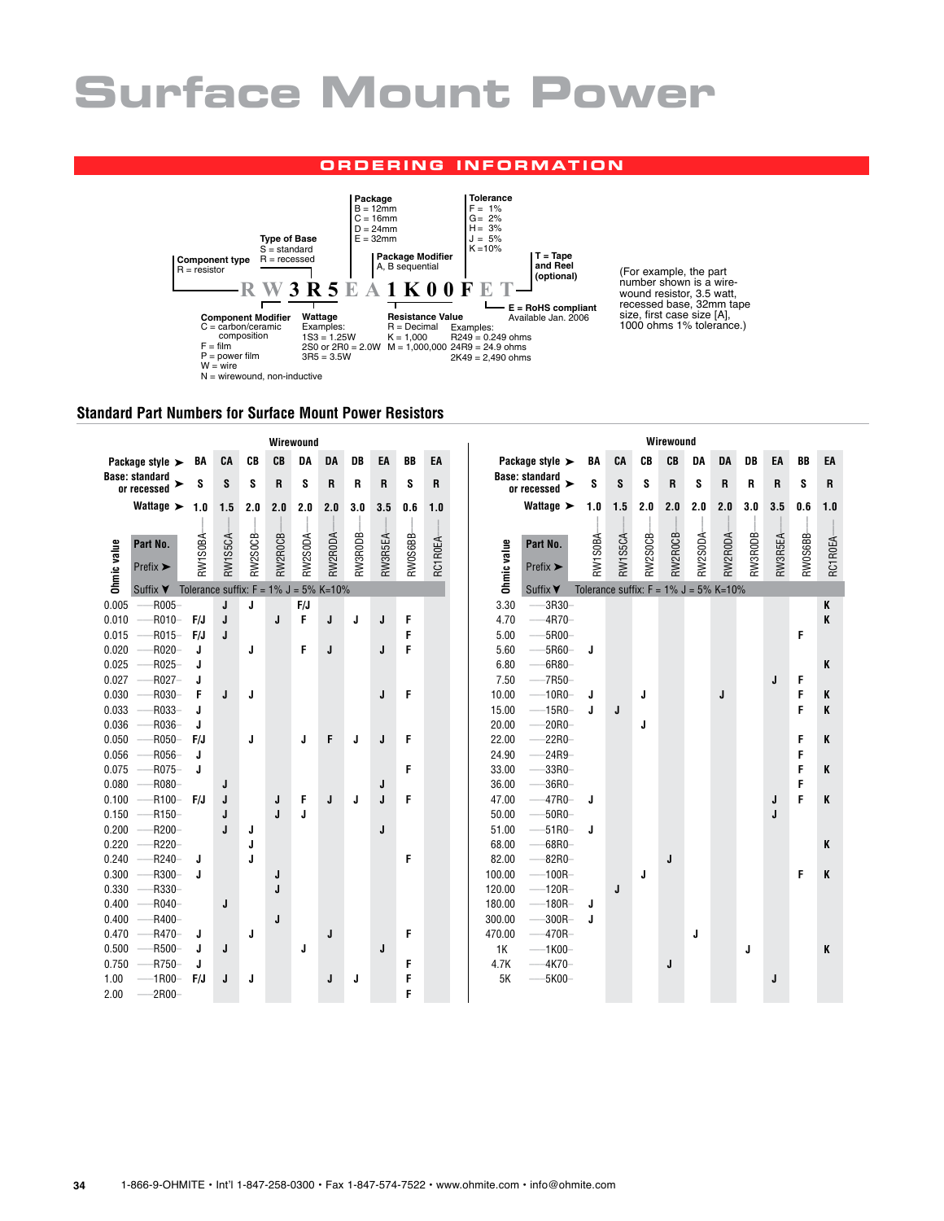# Surface Mount Power

## ORDERING INFORMATION

**R W 3 R 5 E A 1 K 0 0 F E T**

- **Component type**
  R = resistor
- **Component Modifier**
  C = carbon/ceramic composition
  F = film
  P = power film
  W = wire
  N = wirewound, non-inductive
- **Type of Base**
  S = standard
  R = recessed
- **Wattage**
  Examples:
  1S3 = 1.25W
  2S0 or 2R0 = 2.0W
  3R5 = 3.5W
- **Package**
  B = 12mm
  C = 16mm
  D = 24mm
  E = 32mm
- **Package Modifier**
  A, B sequential
- **Resistance Value**
  R = Decimal
  K = 1,000
  M = 1,000,000
  Examples:
  R249 = 0.249 ohms
  24R9 = 24.9 ohms
  2K49 = 2,490 ohms
- **Tolerance**
  F = 1%
  G = 2%
  H = 3%
  J = 5%
  K = 10%
- **E = RoHS compliant**
  Available Jan. 2006
- **T = Tape and Reel (optional)**

(For example, the part number shown is a wire-wound resistor, 3.5 watt, recessed base, 32mm tape size, first case size [A], 1000 ohms 1% tolerance.)

## Standard Part Numbers for Surface Mount Power Resistors

Tolerance suffix: F = 1% J = 5% K=10%

| | | Wirewound | | | | | | | | | |
|---|---|---|---|---|---|---|---|---|---|---|---|
| | Package style ➤ | BA | CA | CB | CB | DA | DA | DB | EA | BB | EA |
| | Base: standard or recessed ➤ | S | S | S | R | S | R | R | R | S | R |
| | Wattage ➤ | 1.0 | 1.5 | 2.0 | 2.0 | 2.0 | 2.0 | 3.0 | 3.5 | 0.6 | 1.0 |
| Ohmic value | Part No. Prefix ➤ / Suffix ▼ | RW1S0BA | RW1S5CA | RW2S0CB | RW2R0CB | RW2S0DA | RW2R0DA | RW3R0DB | RW3R5EA | RW0S6BB | RC1R0EA |
| 0.005 | R005 | | J | J | | F/J | | | | | |
| 0.010 | R010 | F/J | J | | J | F | J | J | J | F | |
| 0.015 | R015 | F/J | J | | | | | | | F | |
| 0.020 | R020 | J | | J | | F | J | | J | F | |
| 0.025 | R025 | J | | | | | | | | | |
| 0.027 | R027 | J | | | | | | | | | |
| 0.030 | R030 | F | J | J | | | | | J | F | |
| 0.033 | R033 | J | | | | | | | | | |
| 0.036 | R036 | J | | | | | | | | | |
| 0.050 | R050 | F/J | | J | | J | F | J | J | F | |
| 0.056 | R056 | J | | | | | | | | | |
| 0.075 | R075 | J | | | | | | | | F | |
| 0.080 | R080 | | J | | | | | | J | | |
| 0.100 | R100 | F/J | J | | J | F | J | J | J | F | |
| 0.150 | R150 | | J | | J | J | | | | | |
| 0.200 | R200 | | J | J | | | | | J | | |
| 0.220 | R220 | | | J | | | | | | | |
| 0.240 | R240 | J | | J | | | | | | F | |
| 0.300 | R300 | J | | | J | | | | | | |
| 0.330 | R330 | | | | J | | | | | | |
| 0.400 | R040 | | J | | | | | | | | |
| 0.400 | R400 | | | | J | | | | | | |
| 0.470 | R470 | J | | J | | | J | | | F | |
| 0.500 | R500 | J | J | | | J | | | J | | |
| 0.750 | R750 | J | | | | | | | | F | |
| 1.00 | 1R00 | F/J | J | J | | | J | J | | F | |
| 2.00 | 2R00 | | | | | | | | | F | |
| 3.30 | 3R30 | | | | | | | | | | K |
| 4.70 | 4R70 | | | | | | | | | | K |
| 5.00 | 5R00 | | | | | | | | | F | |
| 5.60 | 5R60 | J | | | | | | | | | |
| 6.80 | 6R80 | | | | | | | | | | K |
| 7.50 | 7R50 | | | | | | | | J | F | |
| 10.00 | 10R0 | J | | J | | | J | | | F | K |
| 15.00 | 15R0 | J | J | | | | | | | F | K |
| 20.00 | 20R0 | | | J | | | | | | | |
| 22.00 | 22R0 | | | | | | | | | F | K |
| 24.90 | 24R9 | | | | | | | | | F | |
| 33.00 | 33R0 | | | | | | | | | F | K |
| 36.00 | 36R0 | | | | | | | | | F | |
| 47.00 | 47R0 | J | | | | | | | J | F | K |
| 50.00 | 50R0 | | | | | | | | J | | |
| 51.00 | 51R0 | J | | | | | | | | | |
| 68.00 | 68R0 | | | | | | | | | | K |
| 82.00 | 82R0 | | | | J | | | | | | |
| 100.00 | 100R | | | J | | | | | | F | K |
| 120.00 | 120R | | J | | | | | | | | |
| 180.00 | 180R | J | | | | | | | | | |
| 300.00 | 300R | J | | | | | | | | | |
| 470.00 | 470R | | | | | J | | | | | |
| 1K | 1K00 | | | | | | | J | | | K |
| 4.7K | 4K70 | | | | J | | | | | | |
| 5K | 5K00 | | | | | | | | J | | |

1-866-9-OHMITE • Int'l 1-847-258-0300 • Fax 1-847-574-7522 • www.ohmite.com • info@ohmite.com